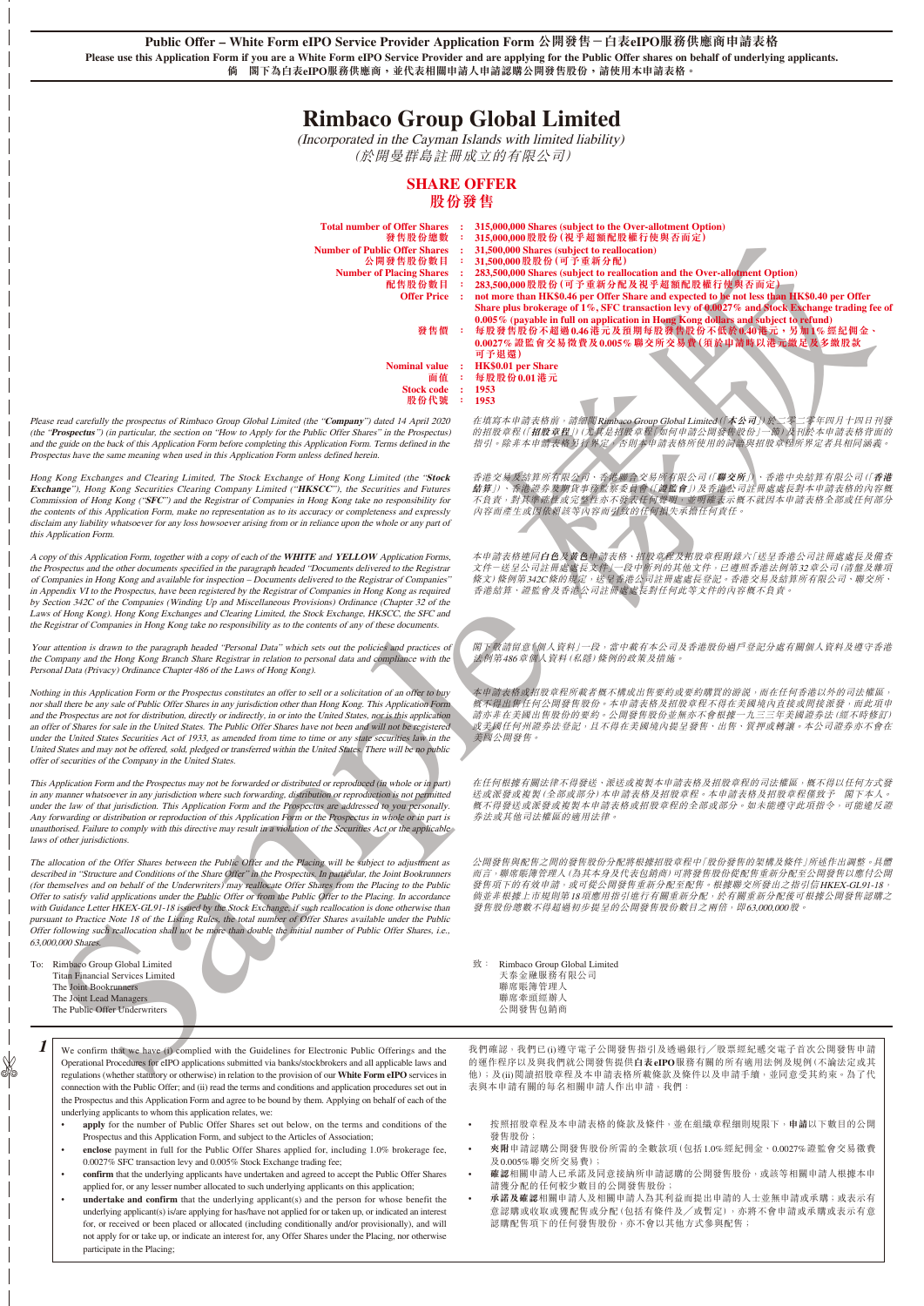**Public Offer – White Form eIPO Service Provider Application Form 公開發售－白表eIPO服務供應商申請表格**

**Please use this Application Form if you are a White Form eIPO Service Provider and are applying for the Public Offer shares on behalf of underlying applicants.**

**倘 閣下為白表eIPO服務供應商，並代表相關申請人申請認購公開發售股份，請使用本申請表格。**

# Rimbaco Group Global Limited

*(Incorporated in the Cayman Islands with limited liability)*

*(於開曼群島註冊成立的有限公司)*

## SHARE OFFER
## 股份發售

| | | |
|---|---|---|
| **Total number of Offer Shares** | : | **315,000,000 Shares (subject to the Over-allotment Option)** |
| **發售股份總數** | : | **315,000,000股股份（視乎超額配股權行使與否而定）** |
| **Number of Public Offer Shares** | : | **31,500,000 Shares (subject to reallocation)** |
| **公開發售股份數目** | : | **31,500,000股股份（可予重新分配）** |
| **Number of Placing Shares** | : | **283,500,000 Shares (subject to reallocation and the Over-allotment Option)** |
| **配售股份數目** | : | **283,500,000股股份（可予重新分配及視乎超額配股權行使與否而定）** |
| **Offer Price** | : | **not more than HK$0.46 per Offer Share and expected to be not less than HK$0.40 per Offer Share plus brokerage of 1%, SFC transaction levy of 0.0027% and Stock Exchange trading fee of 0.005% (payable in full on application in Hong Kong dollars and subject to refund)** |
| **發售價** | : | **每股發售股份不超過0.46港元及預期每股發售股份不低於0.40港元，另加1%經紀佣金、0.0027%證監會交易徵費及0.005%聯交所交易費（須於申請時以港元繳足及多繳股款可予退還）** |
| **Nominal value** | : | **HK$0.01 per Share** |
| **面值** | : | **每股股份0.01港元** |
| **Stock code** | : | **1953** |
| **股份代號** | : | **1953** |

*Please read carefully the prospectus of Rimbaco Group Global Limited (the "**Company**") dated 14 April 2020 (the "**Prospectus**") (in particular, the section on "How to Apply for the Public Offer Shares" in the Prospectus) and the guide on the back of this Application Form before completing this Application Form. Terms defined in the Prospectus have the same meaning when used in this Application Form unless defined herein.*

*在填寫本申請表格前，請細閱Rimbaco Group Global Limited（「**本公司**」）於二零二零年四月十四日刊發的招股章程（「**招股章程**」）（尤其是招股章程「如何申請公開發售股份」一節）及刊於本申請表格背面的指引。除非本申請表格另有界定，否則本申請表格所使用的詞語與招股章程所界定者具相同涵義。*

*Hong Kong Exchanges and Clearing Limited, The Stock Exchange of Hong Kong Limited (the "**Stock Exchange**"), Hong Kong Securities Clearing Company Limited ("**HKSCC**"), the Securities and Futures Commission of Hong Kong ("**SFC**") and the Registrar of Companies in Hong Kong take no responsibility for the contents of this Application Form, make no representation as to its accuracy or completeness and expressly disclaim any liability whatsoever for any loss howsoever arising from or in reliance upon the whole or any part of this Application Form.*

*香港交易及結算所有限公司、香港聯合交易所有限公司（「**聯交所**」）、香港中央結算有限公司（「**香港結算**」）、香港證券及期貨事務監察委員會（「**證監會**」）及香港公司註冊處處長對本申請表格的內容概不負責，對其準確性或完整性亦不發表任何聲明，並明確表示概不就因本申請表格全部或任何部分內容而產生或因依賴該等內容而引致的任何損失承擔任何責任。*

*A copy of this Application Form, together with a copy of each of the **WHITE** and **YELLOW** Application Forms, the Prospectus and the other documents specified in the paragraph headed "Documents delivered to the Registrar of Companies in Hong Kong and available for inspection – Documents delivered to the Registrar of Companies" in Appendix VI to the Prospectus, have been registered by the Registrar of Companies in Hong Kong as required by Section 342C of the Companies (Winding Up and Miscellaneous Provisions) Ordinance (Chapter 32 of the Laws of Hong Kong). Hong Kong Exchanges and Clearing Limited, the Stock Exchange, HKSCC, the SFC and the Registrar of Companies in Hong Kong take no responsibility as to the contents of any of these documents.*

*本申請表格連同**白色**及**黃色**申請表格、招股章程及招股章程附錄六「送呈香港公司註冊處處長及備查文件－送呈公司註冊處處長文件」一段中所列的其他文件，已遵照香港法例第32章《公司（清盤及雜項條文）條例》第342C條的規定，送呈香港公司註冊處處長登記。香港交易及結算所有限公司、聯交所、香港結算、證監會及香港公司註冊處處長對任何此等文件的內容概不負責。*

*Your attention is drawn to the paragraph headed "Personal Data" which sets out the policies and practices of the Company and the Hong Kong Branch Share Registrar in relation to personal data and compliance with the Personal Data (Privacy) Ordinance Chapter 486 of the Laws of Hong Kong).*

*閣下敬請留意「個人資料」一段，當中載有本公司及香港股份過戶登記分處有關個人資料及遵守香港法例第486章《個人資料（私隱）條例》的政策及措施。*

*Nothing in this Application Form or the Prospectus constitutes an offer to sell or a solicitation of an offer to buy nor shall there be any sale of Public Offer Shares in any jurisdiction other than Hong Kong. This Application Form and the Prospectus are not for distribution, directly or indirectly, in or into the United States, nor is this application an offer of Shares for sale in the United States. The Public Offer Shares have not been and will not be registered under the United States Securities Act of 1933, as amended from time to time or any state securities law in the United States and may not be offered, sold, pledged or transferred within the United States. There will be no public offer of securities of the Company in the United States.*

*本申請表格或招股章程所載者概不構成出售要約或要約購買的游說，而在任何香港以外的司法權區，概不得出售任何公開發售股份。本申請表格及招股章程不得在美國境內直接或間接派發，而此項申請亦非在美國出售股份的要約。公開發售股份並無亦不會根據一九三三年美國證券法（經不時修訂）或美國任何州證券法登記，且不得在美國境內提呈發售、出售、質押或轉讓。本公司證券亦不會在美國公開發售。*

*This Application Form and the Prospectus may not be forwarded or distributed or reproduced (in whole or in part) in any manner whatsoever in any jurisdiction where such forwarding, distribution or reproduction is not permitted under the law of that jurisdiction. This Application Form and the Prospectus are addressed to you personally. Any forwarding or distribution or reproduction of this Application Form or the Prospectus in whole or in part is unauthorised. Failure to comply with this directive may result in a violation of the Securities Act or the applicable laws of other jurisdictions.*

*在任何根據有關法律不得發送、派送或複製本申請表格及招股章程的司法權區，概不得以任何方式發送或派發或複製（全部或部分）本申請表格及招股章程。本申請表格及招股章程僅致予 閣下本人。概不得發送或派發或複製本申請表格或招股章程的全部或部分。如未能遵守此項指令，可能違反證券法或其他司法權區的適用法律。*

*The allocation of the Offer Shares between the Public Offer and the Placing will be subject to adjustment as described in "Structure and Conditions of the Share Offer" in the Prospectus. In particular, the Joint Bookrunners (for themselves and on behalf of the Underwriters) may reallocate Offer Shares from the Placing to the Public Offer to satisfy valid applications under the Public Offer or from the Public Offer to the Placing. In accordance with Guidance Letter HKEX-GL91-18 issued by the Stock Exchange, if such reallocation is done otherwise than pursuant to Practice Note 18 of the Listing Rules, the total number of Offer Shares available under the Public Offer following such reallocation shall not be more than double the initial number of Public Offer Shares, i.e., 63,000,000 Shares.*

*公開發售與配售之間的發售股份分配將根據招股章程中「股份發售的架構及條件」所述作出調整。具體而言，聯席賬簿管理人（為其本身及代表包銷商）可將發售股份從配售重新分配至公開發售以應付公開發售項下的有效申請，或可從公開發售重新分配至配售。根據聯交所發出之指引信HKEX-GL91-18，倘並非根據上市規則第18項應用指引進行有關重新分配，於有關重新分配後可根據公開發售認購之發售股份總數不得超過初步提呈的公開發售股份數目之兩倍，即63,000,000股。*

To: Rimbaco Group Global Limited
Titan Financial Services Limited
The Joint Bookrunners
The Joint Lead Managers
The Public Offer Underwriters

致： Rimbaco Group Global Limited
天泰金融服務有限公司
聯席賬簿管理人
聯席牽頭經辦人
公開發售包銷商

**1**

We confirm that we have (i) complied with the Guidelines for Electronic Public Offerings and the Operational Procedures for eIPO applications submitted via banks/stockbrokers and all applicable laws and regulations (whether statutory or otherwise) in relation to the provision of our **White Form eIPO** services in connection with the Public Offer; and (ii) read the terms and conditions and application procedures set out in the Prospectus and this Application Form and agree to be bound by them. Applying on behalf of each of the underlying applicants to whom this application relates, we:

- **apply** for the number of Public Offer Shares set out below, on the terms and conditions of the Prospectus and this Application Form, and subject to the Articles of Association;
- **enclose** payment in full for the Public Offer Shares applied for, including 1.0% brokerage fee, 0.0027% SFC transaction levy and 0.005% Stock Exchange trading fee;
- **confirm** that the underlying applicants have undertaken and agreed to accept the Public Offer Shares applied for, or any lesser number allocated to such underlying applicants on this application;
- **undertake and confirm** that the underlying applicant(s) and the person for whose benefit the underlying applicant(s) is/are applying for has/have not applied for or taken up, or indicated an interest for, or received or been placed or allocated (including conditionally and/or provisionally), and will not apply for or take up, or indicate an interest for, any Offer Shares under the Placing, nor otherwise participate in the Placing;

我們確認，我們已(i)遵守電子公開發售指引及透過銀行／股票經紀遞交電子首次公開發售申請的運作程序以及與我們就公開發售提供**白表eIPO**服務有關的所有適用法例及規例（不論法定或其他）；及(ii)閱讀招股章程及本申請表格所載條款及條件以及申請手續，並同意受其約束。為了代表與本申請有關的每名相關申請人作出申請，我們：

- 按照招股章程及本申請表格的條款及條件，並在組織章程細則規限下，**申請**以下數目的公開發售股份；
- **夾附**申請認購公開發售股份所需的全數款項（包括1.0%經紀佣金、0.0027%證監會交易徵費及0.005%聯交所交易費）；
- **確認**相關申請人已承諾及同意接納所申請認購的公開發售股份，或該等相關申請人根據本申請獲分配的任何較少數目的公開發售股份；
- **承諾及確認**相關申請人及相關申請人為其利益而提出申請的人士並無申請或承購，或表示有意認購或收取或獲配售或分配（包括有條件及／或暫定），亦將不會申請或承購或表示有意認購配售項下的任何發售股份，亦不會以其他方式參與配售；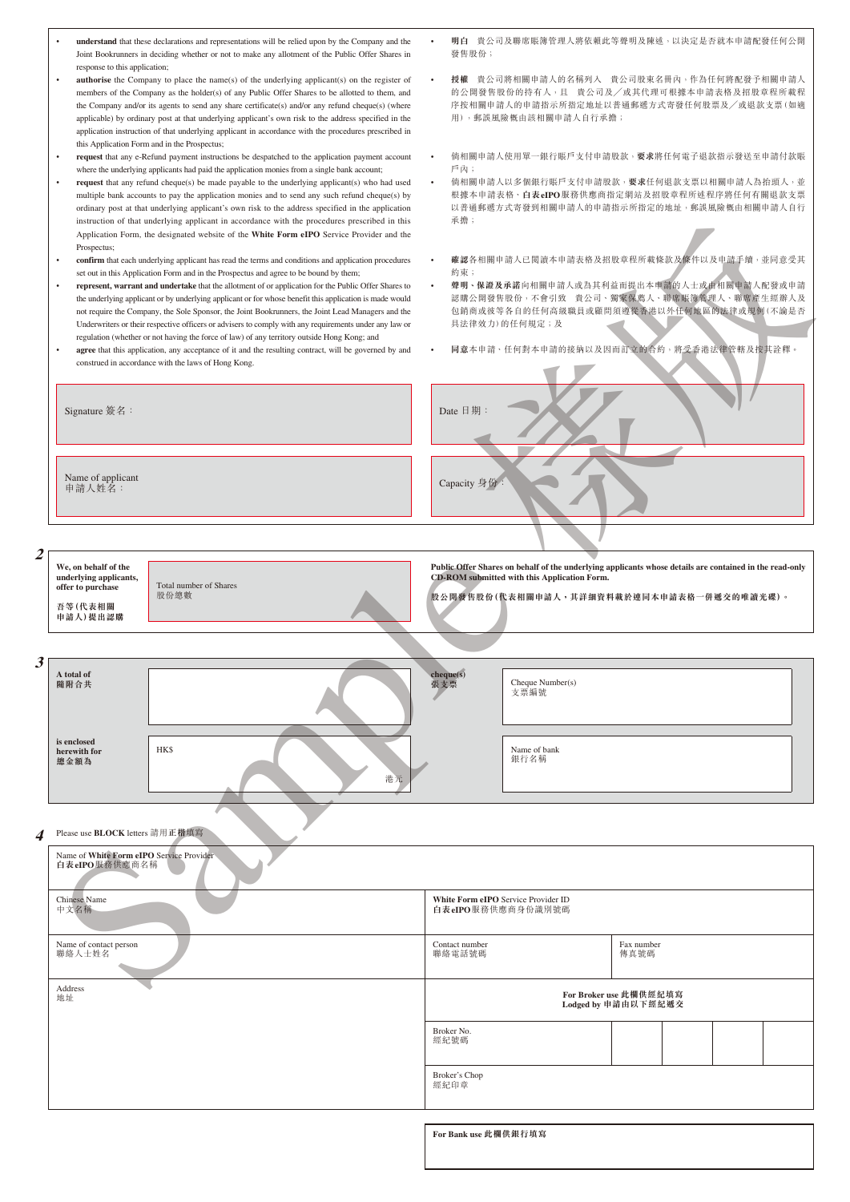- **understand** that these declarations and representations will be relied upon by the Company and the Joint Bookrunners in deciding whether or not to make any allotment of the Public Offer Shares in response to this application;
- **authorise** the Company to place the name(s) of the underlying applicant(s) on the register of members of the Company as the holder(s) of any Public Offer Shares to be allotted to them, and the Company and/or its agents to send any share certificate(s) and/or any refund cheque(s) (where applicable) by ordinary post at that underlying applicant's own risk to the address specified in the application instruction of that underlying applicant in accordance with the procedures prescribed in this Application Form and in the Prospectus;
- **request** that any e-Refund payment instructions be despatched to the application payment account where the underlying applicants had paid the application monies from a single bank account;
- **request** that any refund cheque(s) be made payable to the underlying applicant(s) who had used multiple bank accounts to pay the application monies and to send any such refund cheque(s) by ordinary post at that underlying applicant's own risk to the address specified in the application instruction of that underlying applicant in accordance with the procedures prescribed in this Application Form, the designated website of the **White Form eIPO** Service Provider and the Prospectus;
- **confirm** that each underlying applicant has read the terms and conditions and application procedures set out in this Application Form and in the Prospectus and agree to be bound by them;
- **represent, warrant and undertake** that the allotment of or application for the Public Offer Shares to the underlying applicant or by underlying applicant or for whose benefit this application is made would not require the Company, the Sole Sponsor, the Joint Bookrunners, the Joint Lead Managers and the Underwriters or their respective officers or advisers to comply with any requirements under any law or regulation (whether or not having the force of law) of any territory outside Hong Kong; and
- **agree** that this application, any acceptance of it and the resulting contract, will be governed by and construed in accordance with the laws of Hong Kong.

- **明白** 貴公司及聯席賬簿管理人將依賴此等聲明及陳述，以決定是否就本申請配發任何公開發售股份；
- **授權** 貴公司將相關申請人的名稱列入 貴公司股東名冊內，作為任何將配發予相關申請人的公開發售股份的持有人，且 貴公司及╱或其代理可根據本申請表格及招股章程所載程序按相關申請人的申請指示所指定地址以普通郵遞方式寄發任何股票及╱或退款支票（如適用），郵誤風險概由該相關申請人自行承擔；
- 倘相關申請人使用單一銀行賬戶支付申請股款，**要求**將任何電子退款指示發送至申請付款賬戶內；
- 倘相關申請人以多個銀行賬戶支付申請股款，**要求**任何退款支票以相關申請人為抬頭人，並根據本申請表格、**白表eIPO**服務供應商指定網站及招股章程所述程序將任何有關退款支票以普通郵遞方式寄發到相關申請人的申請指示所指定的地址，郵誤風險概由相關申請人自行承擔；
- **確認**各相關申請人已閱讀本申請表格及招股章程所載條款及條件以及申請手續，並同意受其約束；
- **聲明、保證及承諾**向相關申請人或為其利益而提出本申請的人士或由相關申請人配發或申請認購公開發售股份，不會引致 貴公司、獨家保薦人、聯席賬簿管理人、聯席牽頭經辦人及包銷商或彼等各自的任何高級職員或顧問須遵從香港以外任何地區的法律或規例（不論是否具法律效力）的任何規定；及
- **同意**本申請、任何對本申請的接納以及因而訂立的合約，將受香港法律管轄及按其詮釋。

| Signature 簽名： | Date 日期： |
|---|---|
| Name of applicant 申請人姓名： | Capacity 身份： |

**2**

| We, on behalf of the underlying applicants, offer to purchase 吾等（代表相關申請人）提出認購 | Total number of Shares 股份總數 | Public Offer Shares on behalf of the underlying applicants whose details are contained in the read-only CD-ROM submitted with this Application Form. 股公開發售股份（代表相關申請人，其詳細資料載於連同本申請表格一併遞交的唯讀光碟）。 |
|---|---|---|

**3**

| A total of 隨附合共 | | cheque(s) 張支票 | Cheque Number(s) 支票編號 |
|---|---|---|---|
| is enclosed herewith for 總金額為 | HK$ 港元 | | Name of bank 銀行名稱 |

**4** Please use **BLOCK** letters 請用正楷填寫

| Name of **White Form eIPO** Service Provider **白表eIPO**服務供應商名稱 | | |
|---|---|---|
| Chinese Name 中文名稱 | **White Form eIPO** Service Provider ID **白表eIPO**服務供應商身份識別號碼 | |
| Name of contact person 聯絡人士姓名 | Contact number 聯絡電話號碼 | Fax number 傳真號碼 |
| Address 地址 | **For Broker use 此欄供經紀填寫 Lodged by 申請由以下經紀遞交** | |
| | Broker No. 經紀號碼 | |
| | Broker's Chop 經紀印章 | |

**For Bank use 此欄供銀行填寫**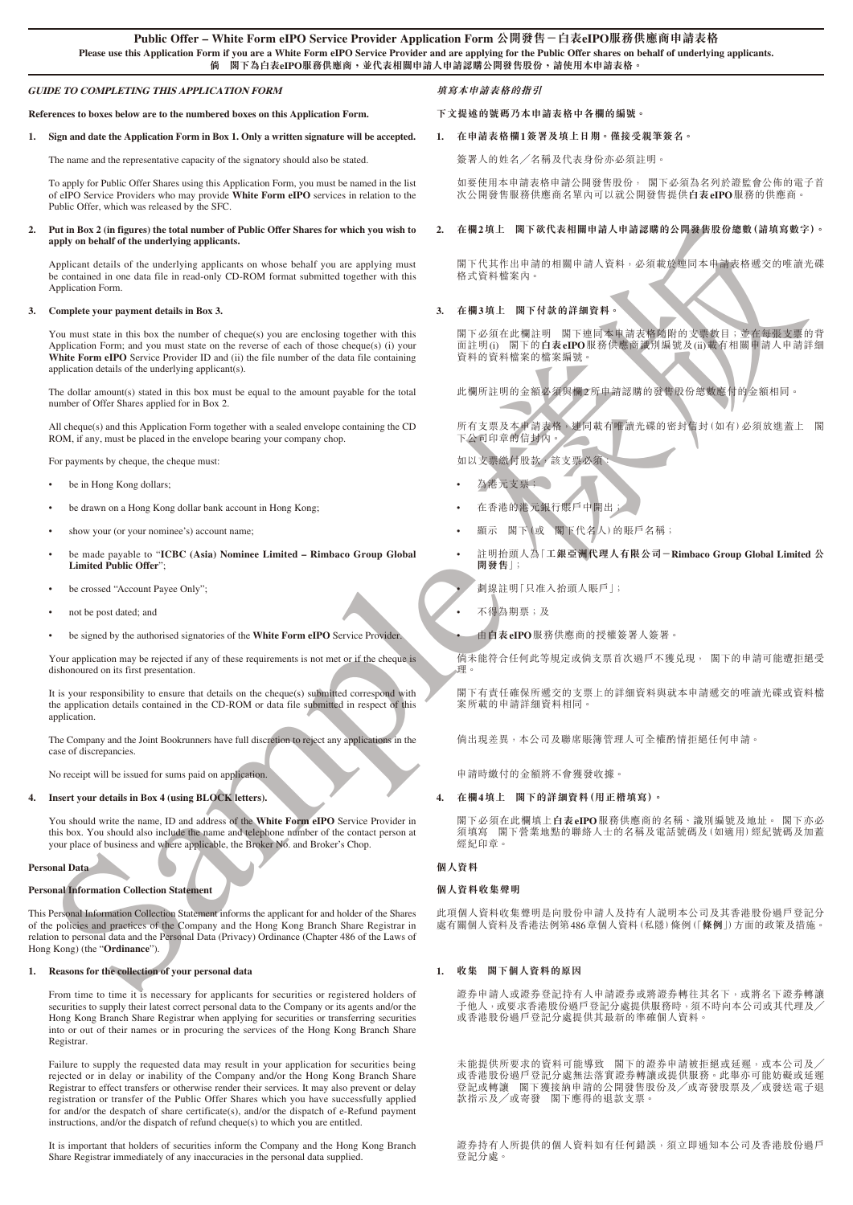**Public Offer – White Form eIPO Service Provider Application Form 公開發售－白表eIPO服務供應商申請表格**

**Please use this Application Form if you are a White Form eIPO Service Provider and are applying for the Public Offer shares on behalf of underlying applicants.**

**倘　閣下為白表eIPO服務供應商，並代表相關申請人申請認購公開發售股份，請使用本申請表格。**

## *GUIDE TO COMPLETING THIS APPLICATION FORM*

**References to boxes below are to the numbered boxes on this Application Form.**

1. **Sign and date the Application Form in Box 1. Only a written signature will be accepted.**

   The name and the representative capacity of the signatory should also be stated.

   To apply for Public Offer Shares using this Application Form, you must be named in the list of eIPO Service Providers who may provide **White Form eIPO** services in relation to the Public Offer, which was released by the SFC.

2. **Put in Box 2 (in figures) the total number of Public Offer Shares for which you wish to apply on behalf of the underlying applicants.**

   Applicant details of the underlying applicants on whose behalf you are applying must be contained in one data file in read-only CD-ROM format submitted together with this Application Form.

3. **Complete your payment details in Box 3.**

   You must state in this box the number of cheque(s) you are enclosing together with this Application Form; and you must state on the reverse of each of those cheque(s) (i) your **White Form eIPO** Service Provider ID and (ii) the file number of the data file containing application details of the underlying applicant(s).

   The dollar amount(s) stated in this box must be equal to the amount payable for the total number of Offer Shares applied for in Box 2.

   All cheque(s) and this Application Form together with a sealed envelope containing the CD ROM, if any, must be placed in the envelope bearing your company chop.

   For payments by cheque, the cheque must:

   - be in Hong Kong dollars;
   - be drawn on a Hong Kong dollar bank account in Hong Kong;
   - show your (or your nominee's) account name;
   - be made payable to "**ICBC (Asia) Nominee Limited – Rimbaco Group Global Limited Public Offer**";
   - be crossed "Account Payee Only";
   - not be post dated; and
   - be signed by the authorised signatories of the **White Form eIPO** Service Provider.

   Your application may be rejected if any of these requirements is not met or if the cheque is dishonoured on its first presentation.

   It is your responsibility to ensure that details on the cheque(s) submitted correspond with the application details contained in the CD-ROM or data file submitted in respect of this application.

   The Company and the Joint Bookrunners have full discretion to reject any applications in the case of discrepancies.

   No receipt will be issued for sums paid on application.

4. **Insert your details in Box 4 (using BLOCK letters).**

   You should write the name, ID and address of the **White Form eIPO** Service Provider in this box. You should also include the name and telephone number of the contact person at your place of business and where applicable, the Broker No. and Broker's Chop.

### Personal Data

**Personal Information Collection Statement**

This Personal Information Collection Statement informs the applicant for and holder of the Shares of the policies and practices of the Company and the Hong Kong Branch Share Registrar in relation to personal data and the Personal Data (Privacy) Ordinance (Chapter 486 of the Laws of Hong Kong) (the "**Ordinance**").

1. **Reasons for the collection of your personal data**

   From time to time it is necessary for applicants for securities or registered holders of securities to supply their latest correct personal data to the Company or its agents and/or the Hong Kong Branch Share Registrar when applying for securities or transferring securities into or out of their names or in procuring the services of the Hong Kong Branch Share Registrar.

   Failure to supply the requested data may result in your application for securities being rejected or in delay or inability of the Company and/or the Hong Kong Branch Share Registrar to effect transfers or otherwise render their services. It may also prevent or delay registration or transfer of the Public Offer Shares which you have successfully applied for and/or the despatch of share certificate(s), and/or the dispatch of e-Refund payment instructions, and/or the dispatch of refund cheque(s) to which you are entitled.

   It is important that holders of securities inform the Company and the Hong Kong Branch Share Registrar immediately of any inaccuracies in the personal data supplied.

## *填寫本申請表格的指引*

**下文提述的號碼乃本申請表格中各欄的編號。**

1. **在申請表格欄1簽署及填上日期。僅接受親筆簽名。**

   簽署人的姓名／名稱及代表身份亦必須註明。

   如要使用本申請表格申請公開發售股份，　閣下必須為名列於證監會公佈的電子首次公開發售服務供應商名單內可以就公開發售提供**白表eIPO**服務的供應商。

2. **在欄2填上　閣下欲代表相關申請人申請認購的公開發售股份總數(請填寫數字)。**

   閣下代其作出申請的相關申請人資料，必須載於連同本申請表格遞交的唯讀光碟格式資料檔案內。

3. **在欄3填上　閣下付款的詳細資料。**

   閣下必須在此欄註明　閣下連同本申請表格隨附的支票數目；並在每張支票的背面註明(i)　閣下的**白表eIPO**服務供應商識別編號及(ii)載有相關申請人申請詳細資料的資料檔案的檔案編號。

   此欄所註明的金額必須與欄2所申請認購的發售股份總數應付的金額相同。

   所有支票及本申請表格，連同載有唯讀光碟的密封信封(如有)必須放進蓋上　閣下公司印章的信封內。

   如以支票繳付股款，該支票必須：

   - 為港元支票；
   - 在香港的港元銀行賬戶中開出；
   - 顯示　閣下(或　閣下代名人)的賬戶名稱；
   - 註明抬頭人為「**工銀亞洲代理人有限公司－Rimbaco Group Global Limited 公開發售**」；
   - 劃線註明「只准入抬頭人賬戶」；
   - 不得為期票；及
   - 由**白表eIPO**服務供應商的授權簽署人簽署。

   倘未能符合任何此等規定或倘支票首次過戶不獲兌現，　閣下的申請可能遭拒絕受理。

   閣下有責任確保所遞交的支票上的詳細資料與就本申請遞交的唯讀光碟或資料檔案所載的申請詳細資料相同。

   倘出現差異，本公司及聯席賬簿管理人可全權酌情拒絕任何申請。

   申請時繳付的金額將不會獲發收據。

4. **在欄4填上　閣下的詳細資料(用正楷填寫)。**

   閣下必須在此欄填上**白表eIPO**服務供應商的名稱、識別編號及地址。　閣下亦必須填寫　閣下營業地點的聯絡人士的名稱及電話號碼及(如適用)經紀號碼及加蓋經紀印章。

### 個人資料

**個人資料收集聲明**

此項個人資料收集聲明是向股份申請人及持有人說明本公司及其香港股份過戶登記分處有關個人資料及香港法例第486章個人資料(私隱)條例(「**條例**」)方面的政策及措施。

1. **收集　閣下個人資料的原因**

   證券申請人或證券登記持有人申請證券或將證券轉往其名下，或將名下證券轉讓予他人，或要求香港股份過戶登記分處提供服務時，須不時向本公司或其代理及／或香港股份過戶登記分處提供其最新的準確個人資料。

   未能提供所要求的資料可能導致　閣下的證券申請被拒絕或延遲，或本公司及／或香港股份過戶登記分處無法落實證券轉讓或提供服務。此舉亦可能妨礙或延遲登記或轉讓　閣下獲接納申請的公開發售股份及／或寄發股票及／或發送電子退款指示及／或寄發　閣下應得的退款支票。

   證券持有人所提供的個人資料如有任何錯誤，須立即通知本公司及香港股份過戶登記分處。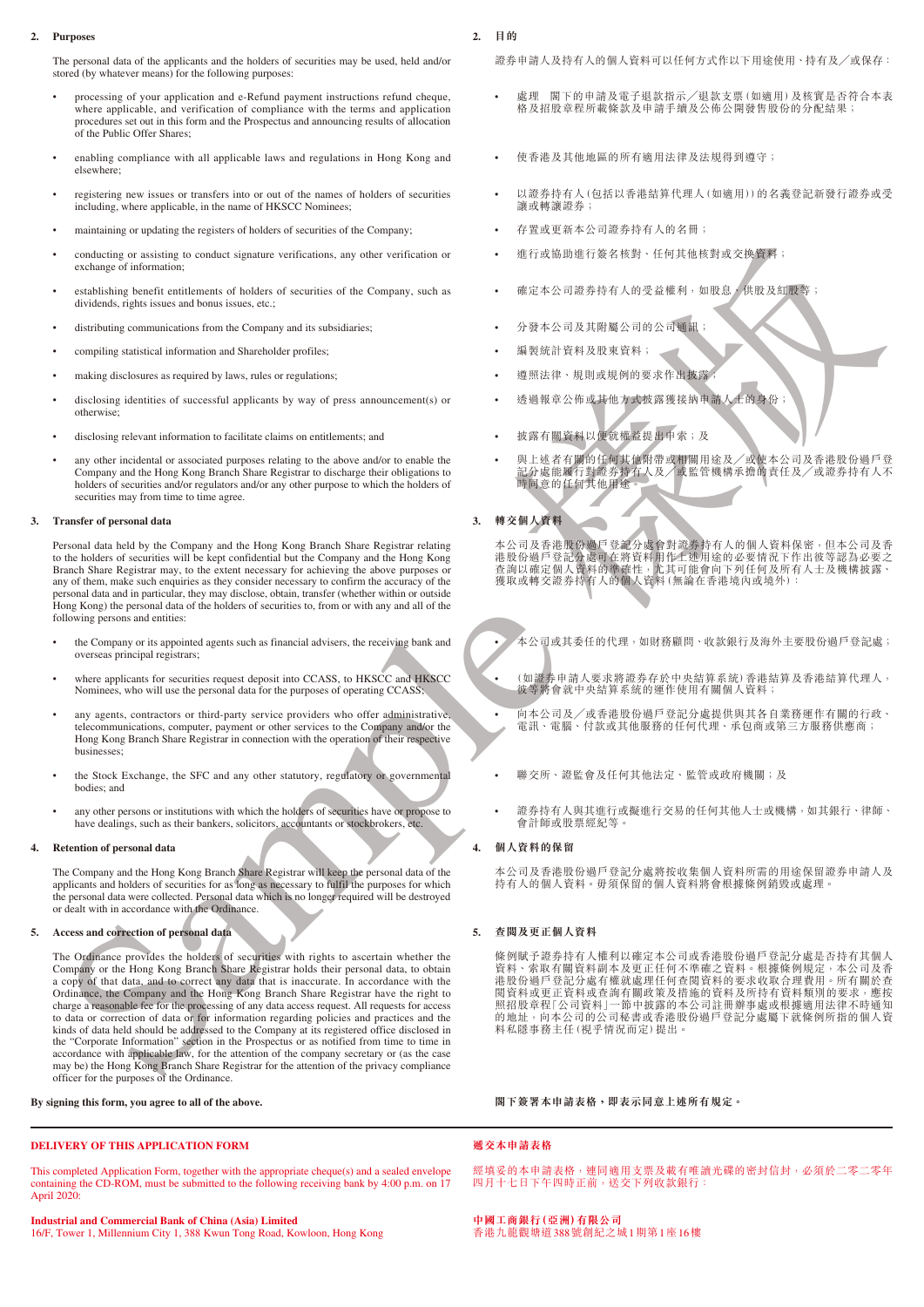## 2. Purposes

The personal data of the applicants and the holders of securities may be used, held and/or stored (by whatever means) for the following purposes:

- processing of your application and e-Refund payment instructions refund cheque, where applicable, and verification of compliance with the terms and application procedures set out in this form and the Prospectus and announcing results of allocation of the Public Offer Shares;
- enabling compliance with all applicable laws and regulations in Hong Kong and elsewhere;
- registering new issues or transfers into or out of the names of holders of securities including, where applicable, in the name of HKSCC Nominees;
- maintaining or updating the registers of holders of securities of the Company;
- conducting or assisting to conduct signature verifications, any other verification or exchange of information;
- establishing benefit entitlements of holders of securities of the Company, such as dividends, rights issues and bonus issues, etc.;
- distributing communications from the Company and its subsidiaries;
- compiling statistical information and Shareholder profiles;
- making disclosures as required by laws, rules or regulations;
- disclosing identities of successful applicants by way of press announcement(s) or otherwise;
- disclosing relevant information to facilitate claims on entitlements; and
- any other incidental or associated purposes relating to the above and/or to enable the Company and the Hong Kong Branch Share Registrar to discharge their obligations to holders of securities and/or regulators and/or any other purpose to which the holders of securities may from time to time agree.

## 3. Transfer of personal data

Personal data held by the Company and the Hong Kong Branch Share Registrar relating to the holders of securities will be kept confidential but the Company and the Hong Kong Branch Share Registrar may, to the extent necessary for achieving the above purposes or any of them, make such enquiries as they consider necessary to confirm the accuracy of the personal data and in particular, they may disclose, obtain, transfer (whether within or outside Hong Kong) the personal data of the holders of securities to, from or with any and all of the following persons and entities:

- the Company or its appointed agents such as financial advisers, the receiving bank and overseas principal registrars;
- where applicants for securities request deposit into CCASS, to HKSCC and HKSCC Nominees, who will use the personal data for the purposes of operating CCASS;
- any agents, contractors or third-party service providers who offer administrative, telecommunications, computer, payment or other services to the Company and/or the Hong Kong Branch Share Registrar in connection with the operation of their respective businesses;
- the Stock Exchange, the SFC and any other statutory, regulatory or governmental bodies; and
- any other persons or institutions with which the holders of securities have or propose to have dealings, such as their bankers, solicitors, accountants or stockbrokers, etc.

## 4. Retention of personal data

The Company and the Hong Kong Branch Share Registrar will keep the personal data of the applicants and holders of securities for as long as necessary to fulfil the purposes for which the personal data were collected. Personal data which is no longer required will be destroyed or dealt with in accordance with the Ordinance.

## 5. Access and correction of personal data

The Ordinance provides the holders of securities with rights to ascertain whether the Company or the Hong Kong Branch Share Registrar holds their personal data, to obtain a copy of that data, and to correct any data that is inaccurate. In accordance with the Ordinance, the Company and the Hong Kong Branch Share Registrar have the right to charge a reasonable fee for the processing of any data access request. All requests for access to data or correction of data or for information regarding policies and practices and the kinds of data held should be addressed to the Company at its registered office disclosed in the "Corporate Information" section in the Prospectus or as notified from time to time in accordance with applicable law, for the attention of the company secretary or (as the case may be) the Hong Kong Branch Share Registrar for the attention of the privacy compliance officer for the purposes of the Ordinance.

**By signing this form, you agree to all of the above.**

## 2. 目的

證券申請人及持有人的個人資料可以任何方式作以下用途使用、持有及╱或保存：

- 處理 閣下的申請及電子退款指示╱退款支票（如適用）及核實是否符合本表格及招股章程所載條款及申請手續及公佈公開發售股份的分配結果；
- 使香港及其他地區的所有適用法律及法規得到遵守；
- 以證券持有人（包括以香港結算代理人（如適用））的名義登記新發行證券或受讓或轉讓證券；
- 存置或更新本公司證券持有人的名冊；
- 進行或協助進行簽名核對、任何其他核對或交換資料；
- 確定本公司證券持有人的受益權利，如股息、供股及紅股等；
- 分發本公司及其附屬公司的公司通訊；
- 編製統計資料及股東資料；
- 遵照法律、規則或規例的要求作出披露；
- 透過報章公佈或其他方式披露獲接納申請人士的身份；
- 披露有關資料以便就權益提出申索；及
- 與上述者有關的任何其他附帶或相關用途及╱或使本公司及香港股份過戶登記分處能履行對證券持有人及╱或監管機構承擔的責任及╱或證券持有人不時同意的任何其他用途。

## 3. 轉交個人資料

本公司及香港股份過戶登記分處會對證券持有人的個人資料保密，但本公司及香港股份過戶登記分處可在將資料用作上述用途的必要情況下作出彼等認為必要之查詢以確定個人資料的準確性，尤其可能會向下列任何及所有人士及機構披露、獲取或轉交證券持有人的個人資料（無論在香港境內或境外）：

- 本公司或其委任的代理，如財務顧問、收款銀行及海外主要股份過戶登記處；
- （如證券申請人要求將證券存於中央結算系統）香港結算及香港結算代理人，彼等將會就中央結算系統的運作使用有關個人資料；
- 向本公司及╱或香港股份過戶登記分處提供與其各自業務運作有關的行政、電訊、電腦、付款或其他服務的任何代理、承包商或第三方服務供應商；
- 聯交所、證監會及任何其他法定、監管或政府機關；及
- 證券持有人與其進行或擬進行交易的任何其他人士或機構，如其銀行、律師、會計師或股票經紀等。

## 4. 個人資料的保留

本公司及香港股份過戶登記分處將按收集個人資料所需的用途保留證券申請人及持有人的個人資料。毋須保留的個人資料將會根據條例銷毀或處理。

## 5. 查閱及更正個人資料

條例賦予證券持有人權利以確定本公司或香港股份過戶登記分處是否持有其個人資料、索取有關資料副本及更正任何不準確之資料。根據條例規定，本公司及香港股份過戶登記分處有權就處理任何查閱資料的要求收取合理費用。所有關於查閱資料或更正資料或查詢有關政策及措施的資料及所持有資料類別的要求，應按照招股章程「公司資料」一節中披露的本公司註冊辦事處或根據適用法律不時通知的地址，向本公司的公司秘書或香港股份過戶登記分處屬下就條例所指的個人資料私隱事務主任（視乎情況而定）提出。

**閣下簽署本申請表格，即表示同意上述所有規定。**

---

## DELIVERY OF THIS APPLICATION FORM

This completed Application Form, together with the appropriate cheque(s) and a sealed envelope containing the CD-ROM, must be submitted to the following receiving bank by 4:00 p.m. on 17 April 2020:

**Industrial and Commercial Bank of China (Asia) Limited**
16/F, Tower 1, Millennium City 1, 388 Kwun Tong Road, Kowloon, Hong Kong

## 遞交本申請表格

經填妥的本申請表格，連同適用支票及載有唯讀光碟的密封信封，必須於二零二零年四月十七日下午四時正前，送交下列收款銀行：

**中國工商銀行（亞洲）有限公司**
香港九龍觀塘道388號創紀之城1期第1座16樓